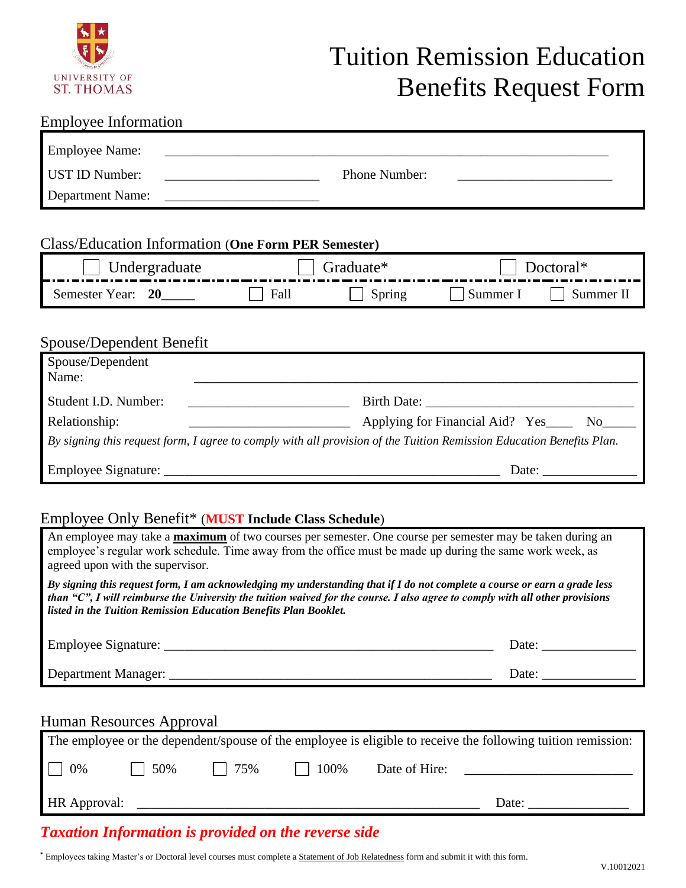UNIVERSITY OF ST. THOMAS

# Tuition Remission Education Benefits Request Form

## Employee Information

Employee Name: ____________________________________________

UST ID Number: ______________________ Phone Number: ______________________

Department Name: ______________________

## Class/Education Information (**One Form PER Semester**)

☐ Undergraduate ☐ Graduate* ☐ Doctoral*

Semester Year: **20**_____ ☐ Fall ☐ Spring ☐ Summer I ☐ Summer II

## Spouse/Dependent Benefit

Spouse/Dependent Name: ____________________________________________

Student I.D. Number: ______________________ Birth Date: ______________________

Relationship: ______________________ Applying for Financial Aid? Yes____ No_____

*By signing this request form, I agree to comply with all provision of the Tuition Remission Education Benefits Plan.*

Employee Signature: ____________________________________________ Date: ______________

## Employee Only Benefit* (**MUST Include Class Schedule**)

An employee may take a **maximum** of two courses per semester. One course per semester may be taken during an employee's regular work schedule. Time away from the office must be made up during the same work week, as agreed upon with the supervisor.

***By signing this request form, I am acknowledging my understanding that if I do not complete a course or earn a grade less than "C", I will reimburse the University the tuition waived for the course. I also agree to comply with all other provisions listed in the Tuition Remission Education Benefits Plan Booklet.***

Employee Signature: ____________________________________________ Date: ______________

Department Manager: ____________________________________________ Date: ______________

## Human Resources Approval

The employee or the dependent/spouse of the employee is eligible to receive the following tuition remission:

☐ 0% ☐ 50% ☐ 75% ☐ 100% Date of Hire: ______________________

HR Approval: ____________________________________________ Date: ______________

***Taxation Information is provided on the reverse side***

* Employees taking Master's or Doctoral level courses must complete a Statement of Job Relatedness form and submit it with this form.

V.10012021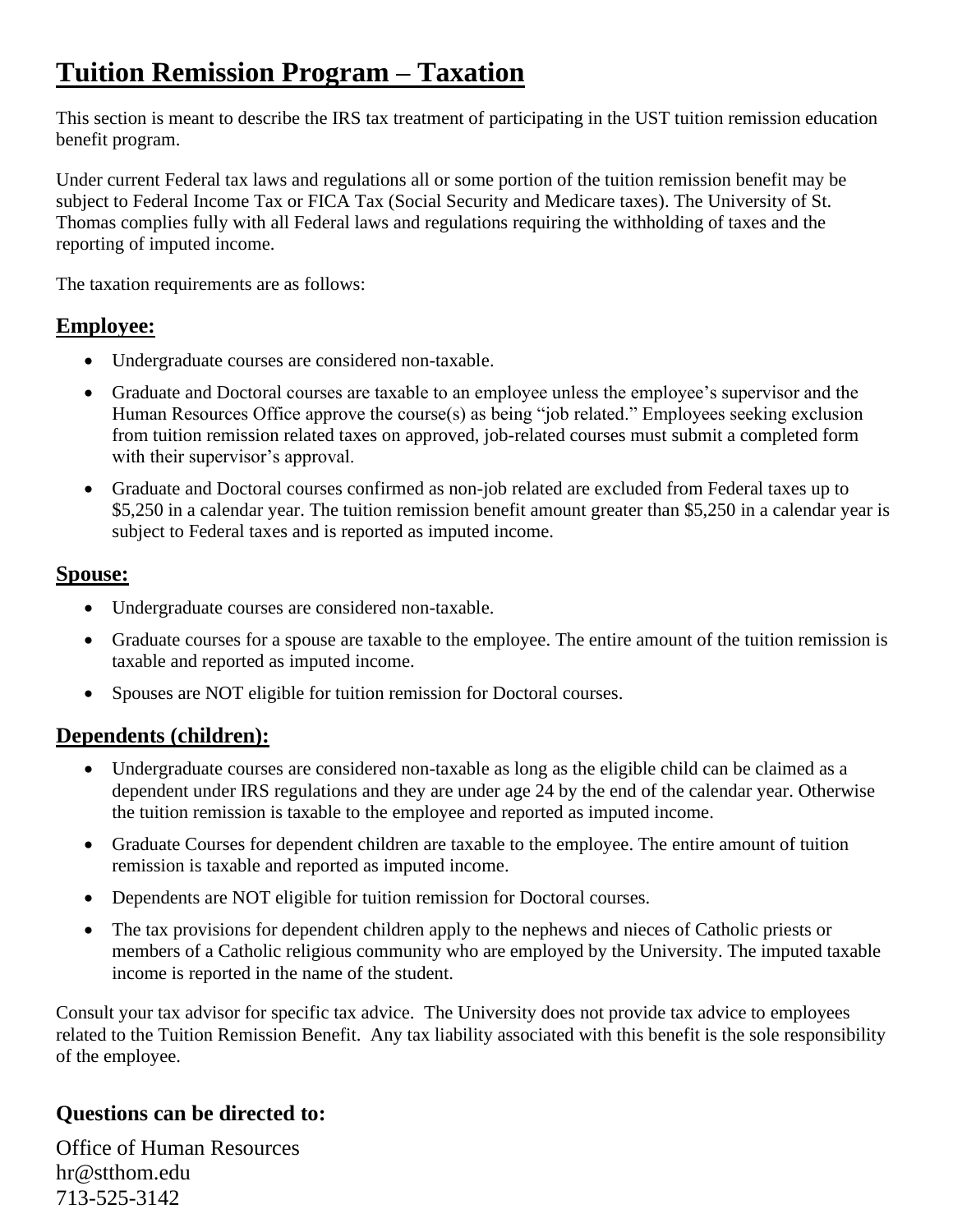# Tuition Remission Program – Taxation

This section is meant to describe the IRS tax treatment of participating in the UST tuition remission education benefit program.

Under current Federal tax laws and regulations all or some portion of the tuition remission benefit may be subject to Federal Income Tax or FICA Tax (Social Security and Medicare taxes). The University of St. Thomas complies fully with all Federal laws and regulations requiring the withholding of taxes and the reporting of imputed income.

The taxation requirements are as follows:

## Employee:

- Undergraduate courses are considered non-taxable.
- Graduate and Doctoral courses are taxable to an employee unless the employee's supervisor and the Human Resources Office approve the course(s) as being "job related." Employees seeking exclusion from tuition remission related taxes on approved, job-related courses must submit a completed form with their supervisor's approval.
- Graduate and Doctoral courses confirmed as non-job related are excluded from Federal taxes up to $5,250 in a calendar year. The tuition remission benefit amount greater than $5,250 in a calendar year is subject to Federal taxes and is reported as imputed income.

## Spouse:

- Undergraduate courses are considered non-taxable.
- Graduate courses for a spouse are taxable to the employee. The entire amount of the tuition remission is taxable and reported as imputed income.
- Spouses are NOT eligible for tuition remission for Doctoral courses.

## Dependents (children):

- Undergraduate courses are considered non-taxable as long as the eligible child can be claimed as a dependent under IRS regulations and they are under age 24 by the end of the calendar year. Otherwise the tuition remission is taxable to the employee and reported as imputed income.
- Graduate Courses for dependent children are taxable to the employee. The entire amount of tuition remission is taxable and reported as imputed income.
- Dependents are NOT eligible for tuition remission for Doctoral courses.
- The tax provisions for dependent children apply to the nephews and nieces of Catholic priests or members of a Catholic religious community who are employed by the University. The imputed taxable income is reported in the name of the student.

Consult your tax advisor for specific tax advice. The University does not provide tax advice to employees related to the Tuition Remission Benefit. Any tax liability associated with this benefit is the sole responsibility of the employee.

### Questions can be directed to:

Office of Human Resources
hr@stthom.edu
713-525-3142